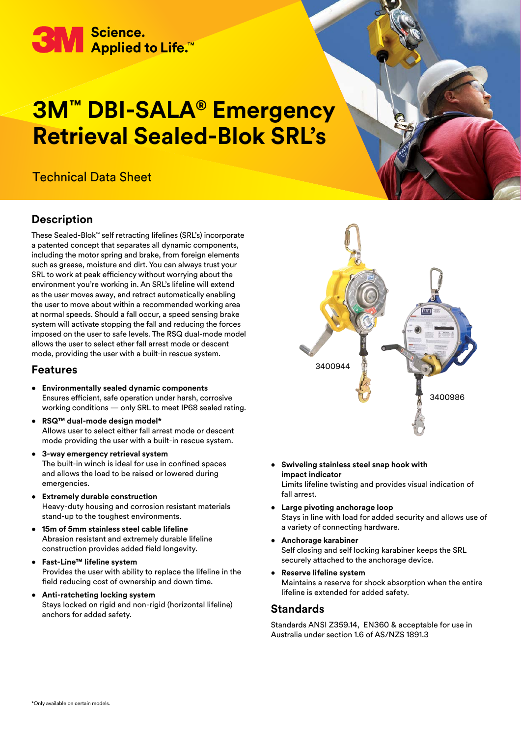3M Science. Applied to Life.™

# 3M™ DBI-SALA® Emergency Retrieval Sealed-Blok SRL's

Technical Data Sheet

## Description

These Sealed-Blok™ self retracting lifelines (SRL's) incorporate a patented concept that separates all dynamic components, including the motor spring and brake, from foreign elements such as grease, moisture and dirt. You can always trust your SRL to work at peak efficiency without worrying about the environment you're working in. An SRL's lifeline will extend as the user moves away, and retract automatically enabling the user to move about within a recommended working area at normal speeds. Should a fall occur, a speed sensing brake system will activate stopping the fall and reducing the forces imposed on the user to safe levels. The RSQ dual-mode model allows the user to select ether fall arrest mode or descent mode, providing the user with a built-in rescue system.

3400944

3400986

## Features

- **Environmentally sealed dynamic components**
  Ensures efficient, safe operation under harsh, corrosive working conditions — only SRL to meet IP68 sealed rating.
- **RSQ™ dual-mode design model***
  Allows user to select either fall arrest mode or descent mode providing the user with a built-in rescue system.
- **3-way emergency retrieval system**
  The built-in winch is ideal for use in confined spaces and allows the load to be raised or lowered during emergencies.
- **Extremely durable construction**
  Heavy-duty housing and corrosion resistant materials stand-up to the toughest environments.
- **15m of 5mm stainless steel cable lifeline**
  Abrasion resistant and extremely durable lifeline construction provides added field longevity.
- **Fast-Line™ lifeline system**
  Provides the user with ability to replace the lifeline in the field reducing cost of ownership and down time.
- **Anti-ratcheting locking system**
  Stays locked on rigid and non-rigid (horizontal lifeline) anchors for added safety.
- **Swiveling stainless steel snap hook with impact indicator**
  Limits lifeline twisting and provides visual indication of fall arrest.
- **Large pivoting anchorage loop**
  Stays in line with load for added security and allows use of a variety of connecting hardware.
- **Anchorage karabiner**
  Self closing and self locking karabiner keeps the SRL securely attached to the anchorage device.
- **Reserve lifeline system**
  Maintains a reserve for shock absorption when the entire lifeline is extended for added safety.

## Standards

Standards ANSI Z359.14, EN360 & acceptable for use in Australia under section 1.6 of AS/NZS 1891.3

*Only available on certain models.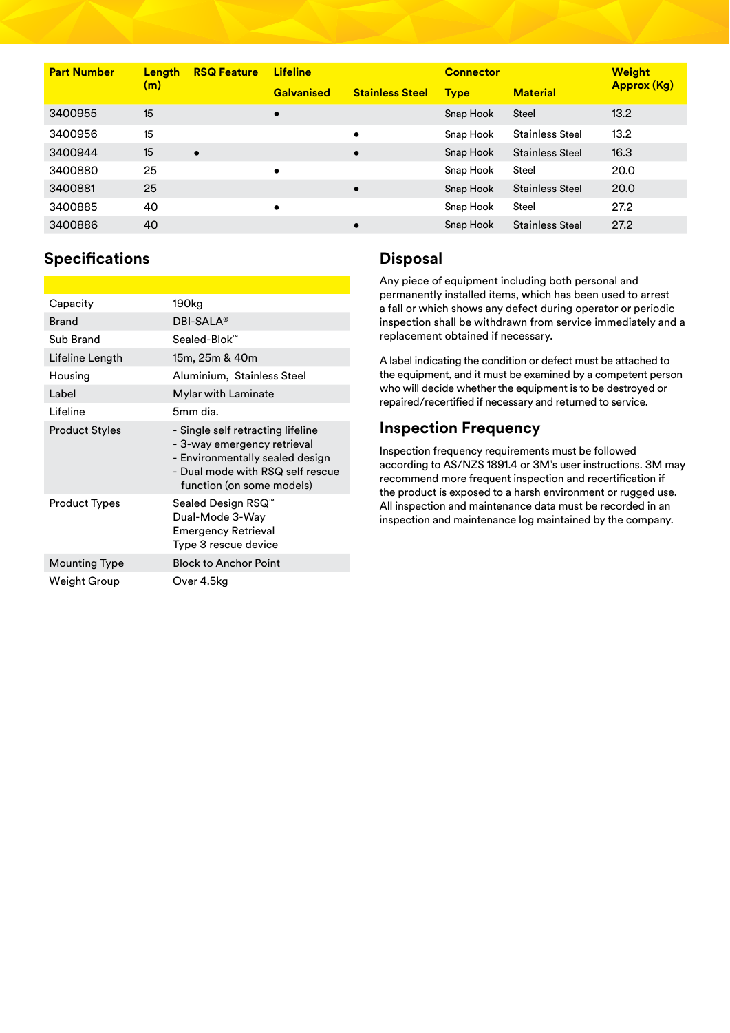| Part Number | Length (m) | RSQ Feature | Lifeline | | Connector | | Weight Approx (Kg) |
|---|---|---|---|---|---|---|---|
| | | | Galvanised | Stainless Steel | Type | Material | |
| 3400955 | 15 | | • | | Snap Hook | Steel | 13.2 |
| 3400956 | 15 | | | • | Snap Hook | Stainless Steel | 13.2 |
| 3400944 | 15 | • | | • | Snap Hook | Stainless Steel | 16.3 |
| 3400880 | 25 | | • | | Snap Hook | Steel | 20.0 |
| 3400881 | 25 | | | • | Snap Hook | Stainless Steel | 20.0 |
| 3400885 | 40 | | • | | Snap Hook | Steel | 27.2 |
| 3400886 | 40 | | | • | Snap Hook | Stainless Steel | 27.2 |

## Specifications

| | |
|---|---|
| Capacity | 190kg |
| Brand | DBI-SALA® |
| Sub Brand | Sealed-Blok™ |
| Lifeline Length | 15m, 25m & 40m |
| Housing | Aluminium, Stainless Steel |
| Label | Mylar with Laminate |
| Lifeline | 5mm dia. |
| Product Styles | - Single self retracting lifeline<br>- 3-way emergency retrieval<br>- Environmentally sealed design<br>- Dual mode with RSQ self rescue function (on some models) |
| Product Types | Sealed Design RSQ™<br>Dual-Mode 3-Way<br>Emergency Retrieval<br>Type 3 rescue device |
| Mounting Type | Block to Anchor Point |
| Weight Group | Over 4.5kg |

## Disposal

Any piece of equipment including both personal and permanently installed items, which has been used to arrest a fall or which shows any defect during operator or periodic inspection shall be withdrawn from service immediately and a replacement obtained if necessary.

A label indicating the condition or defect must be attached to the equipment, and it must be examined by a competent person who will decide whether the equipment is to be destroyed or repaired/recertified if necessary and returned to service.

## Inspection Frequency

Inspection frequency requirements must be followed according to AS/NZS 1891.4 or 3M's user instructions. 3M may recommend more frequent inspection and recertification if the product is exposed to a harsh environment or rugged use. All inspection and maintenance data must be recorded in an inspection and maintenance log maintained by the company.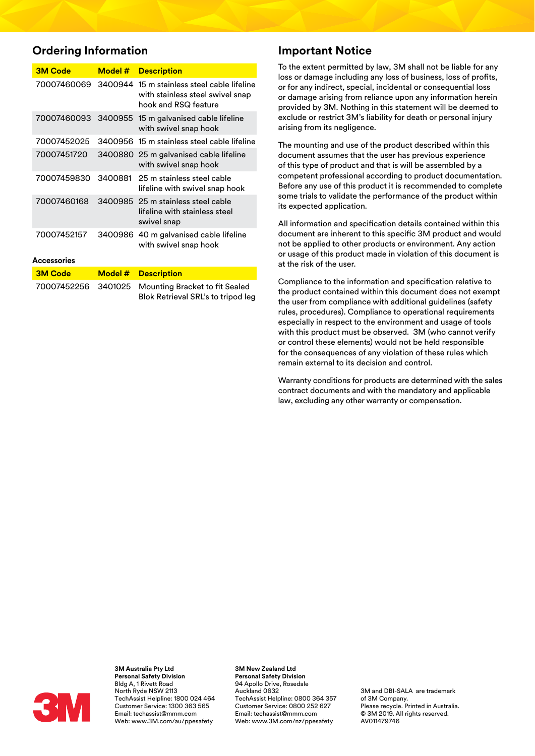## Ordering Information

| 3M Code | Model # | Description |
|---|---|---|
| 70007460069 | 3400944 | 15 m stainless steel cable lifeline with stainless steel swivel snap hook and RSQ feature |
| 70007460093 | 3400955 | 15 m galvanised cable lifeline with swivel snap hook |
| 70007452025 | 3400956 | 15 m stainless steel cable lifeline |
| 70007451720 | 3400880 | 25 m galvanised cable lifeline with swivel snap hook |
| 70007459830 | 3400881 | 25 m stainless steel cable lifeline with swivel snap hook |
| 70007460168 | 3400985 | 25 m stainless steel cable lifeline with stainless steel swivel snap |
| 70007452157 | 3400986 | 40 m galvanised cable lifeline with swivel snap hook |

**Accessories**

| 3M Code | Model # | Description |
|---|---|---|
| 70007452256 | 3401025 | Mounting Bracket to fit Sealed Blok Retrieval SRL's to tripod leg |

## Important Notice

To the extent permitted by law, 3M shall not be liable for any loss or damage including any loss of business, loss of profits, or for any indirect, special, incidental or consequential loss or damage arising from reliance upon any information herein provided by 3M. Nothing in this statement will be deemed to exclude or restrict 3M's liability for death or personal injury arising from its negligence.

The mounting and use of the product described within this document assumes that the user has previous experience of this type of product and that is will be assembled by a competent professional according to product documentation. Before any use of this product it is recommended to complete some trials to validate the performance of the product within its expected application.

All information and specification details contained within this document are inherent to this specific 3M product and would not be applied to other products or environment. Any action or usage of this product made in violation of this document is at the risk of the user.

Compliance to the information and specification relative to the product contained within this document does not exempt the user from compliance with additional guidelines (safety rules, procedures). Compliance to operational requirements especially in respect to the environment and usage of tools with this product must be observed. 3M (who cannot verify or control these elements) would not be held responsible for the consequences of any violation of these rules which remain external to its decision and control.

Warranty conditions for products are determined with the sales contract documents and with the mandatory and applicable law, excluding any other warranty or compensation.

**3M Australia Pty Ltd**
**Personal Safety Division**
Bldg A, 1 Rivett Road
North Ryde NSW 2113
TechAssist Helpline: 1800 024 464
Customer Service: 1300 363 565
Email: techassist@mmm.com
Web: www.3M.com/au/ppesafety

**3M New Zealand Ltd**
**Personal Safety Division**
94 Apollo Drive, Rosedale
Auckland 0632
TechAssist Helpline: 0800 364 357
Customer Service: 0800 252 627
Email: techassist@mmm.com
Web: www.3M.com/nz/ppesafety

3M and DBI-SALA are trademark of 3M Company.
Please recycle. Printed in Australia.
© 3M 2019. All rights reserved.
AV011479746